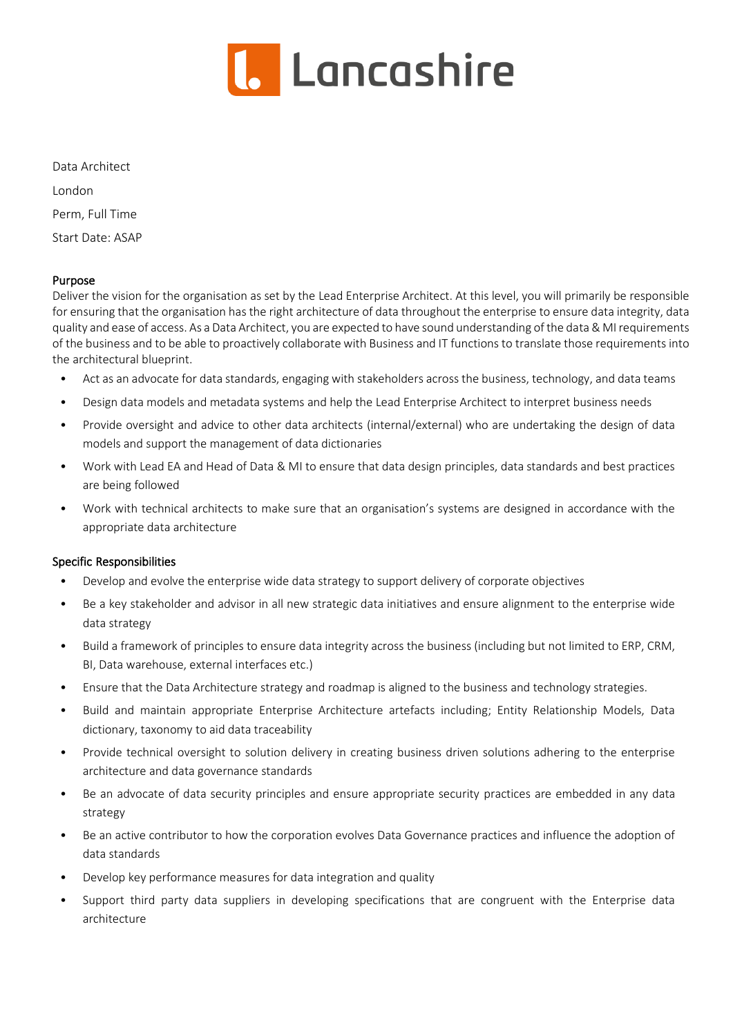Lancashire

Data Architect

London

Perm, Full Time

Start Date: ASAP

## Purpose

Deliver the vision for the organisation as set by the Lead Enterprise Architect. At this level, you will primarily be responsible for ensuring that the organisation has the right architecture of data throughout the enterprise to ensure data integrity, data quality and ease of access. As a Data Architect, you are expected to have sound understanding of the data & MI requirements of the business and to be able to proactively collaborate with Business and IT functions to translate those requirements into the architectural blueprint.

- Act as an advocate for data standards, engaging with stakeholders across the business, technology, and data teams
- Design data models and metadata systems and help the Lead Enterprise Architect to interpret business needs
- Provide oversight and advice to other data architects (internal/external) who are undertaking the design of data models and support the management of data dictionaries
- Work with Lead EA and Head of Data & MI to ensure that data design principles, data standards and best practices are being followed
- Work with technical architects to make sure that an organisation's systems are designed in accordance with the appropriate data architecture

## Specific Responsibilities

- Develop and evolve the enterprise wide data strategy to support delivery of corporate objectives
- Be a key stakeholder and advisor in all new strategic data initiatives and ensure alignment to the enterprise wide data strategy
- Build a framework of principles to ensure data integrity across the business (including but not limited to ERP, CRM, BI, Data warehouse, external interfaces etc.)
- Ensure that the Data Architecture strategy and roadmap is aligned to the business and technology strategies.
- Build and maintain appropriate Enterprise Architecture artefacts including; Entity Relationship Models, Data dictionary, taxonomy to aid data traceability
- Provide technical oversight to solution delivery in creating business driven solutions adhering to the enterprise architecture and data governance standards
- Be an advocate of data security principles and ensure appropriate security practices are embedded in any data strategy
- Be an active contributor to how the corporation evolves Data Governance practices and influence the adoption of data standards
- Develop key performance measures for data integration and quality
- Support third party data suppliers in developing specifications that are congruent with the Enterprise data architecture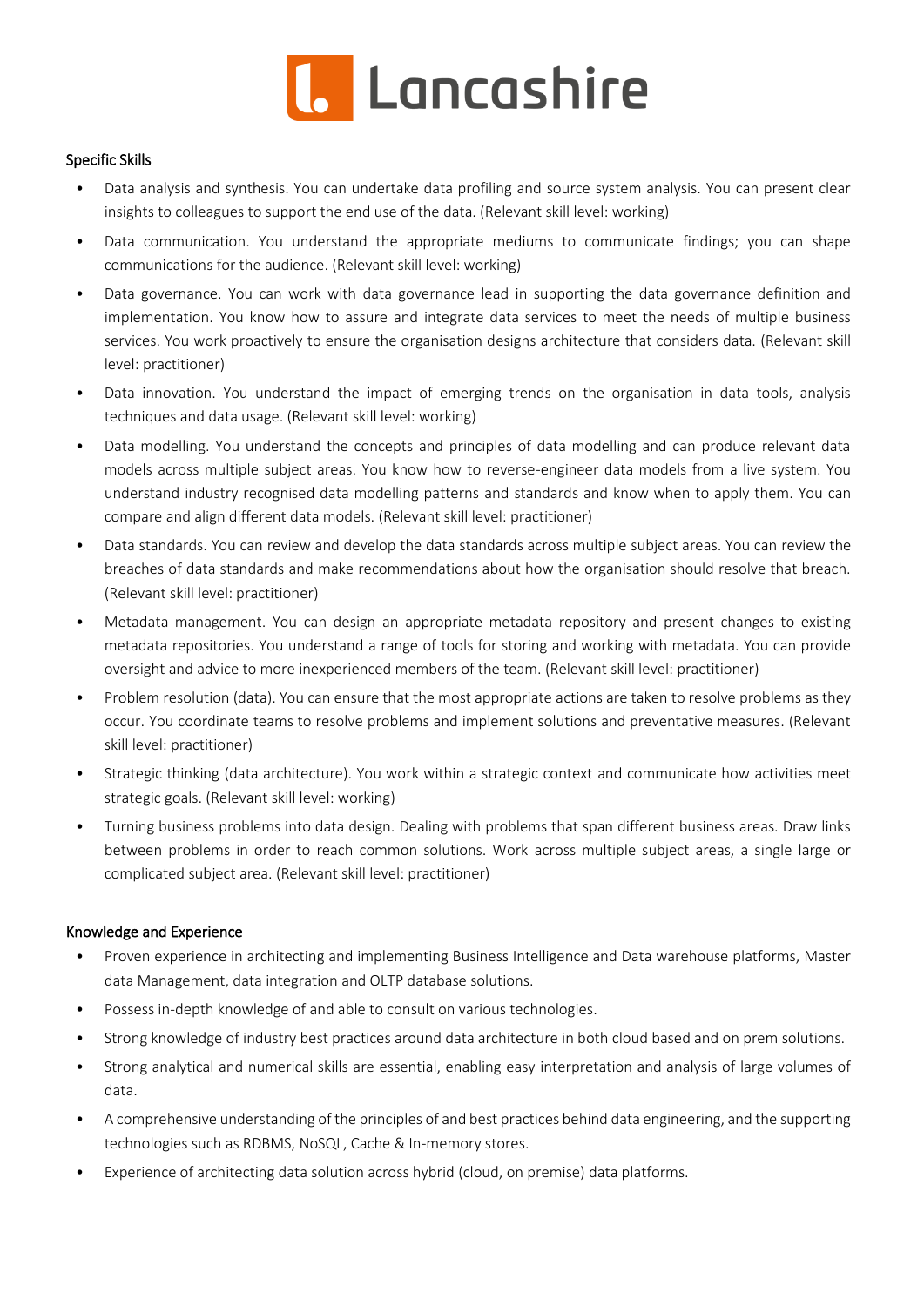## Specific Skills

- Data analysis and synthesis. You can undertake data profiling and source system analysis. You can present clear insights to colleagues to support the end use of the data. (Relevant skill level: working)
- Data communication. You understand the appropriate mediums to communicate findings; you can shape communications for the audience. (Relevant skill level: working)
- Data governance. You can work with data governance lead in supporting the data governance definition and implementation. You know how to assure and integrate data services to meet the needs of multiple business services. You work proactively to ensure the organisation designs architecture that considers data. (Relevant skill level: practitioner)
- Data innovation. You understand the impact of emerging trends on the organisation in data tools, analysis techniques and data usage. (Relevant skill level: working)
- Data modelling. You understand the concepts and principles of data modelling and can produce relevant data models across multiple subject areas. You know how to reverse-engineer data models from a live system. You understand industry recognised data modelling patterns and standards and know when to apply them. You can compare and align different data models. (Relevant skill level: practitioner)
- Data standards. You can review and develop the data standards across multiple subject areas. You can review the breaches of data standards and make recommendations about how the organisation should resolve that breach. (Relevant skill level: practitioner)
- Metadata management. You can design an appropriate metadata repository and present changes to existing metadata repositories. You understand a range of tools for storing and working with metadata. You can provide oversight and advice to more inexperienced members of the team. (Relevant skill level: practitioner)
- Problem resolution (data). You can ensure that the most appropriate actions are taken to resolve problems as they occur. You coordinate teams to resolve problems and implement solutions and preventative measures. (Relevant skill level: practitioner)
- Strategic thinking (data architecture). You work within a strategic context and communicate how activities meet strategic goals. (Relevant skill level: working)
- Turning business problems into data design. Dealing with problems that span different business areas. Draw links between problems in order to reach common solutions. Work across multiple subject areas, a single large or complicated subject area. (Relevant skill level: practitioner)

## Knowledge and Experience

- Proven experience in architecting and implementing Business Intelligence and Data warehouse platforms, Master data Management, data integration and OLTP database solutions.
- Possess in-depth knowledge of and able to consult on various technologies.
- Strong knowledge of industry best practices around data architecture in both cloud based and on prem solutions.
- Strong analytical and numerical skills are essential, enabling easy interpretation and analysis of large volumes of data.
- A comprehensive understanding of the principles of and best practices behind data engineering, and the supporting technologies such as RDBMS, NoSQL, Cache & In-memory stores.
- Experience of architecting data solution across hybrid (cloud, on premise) data platforms.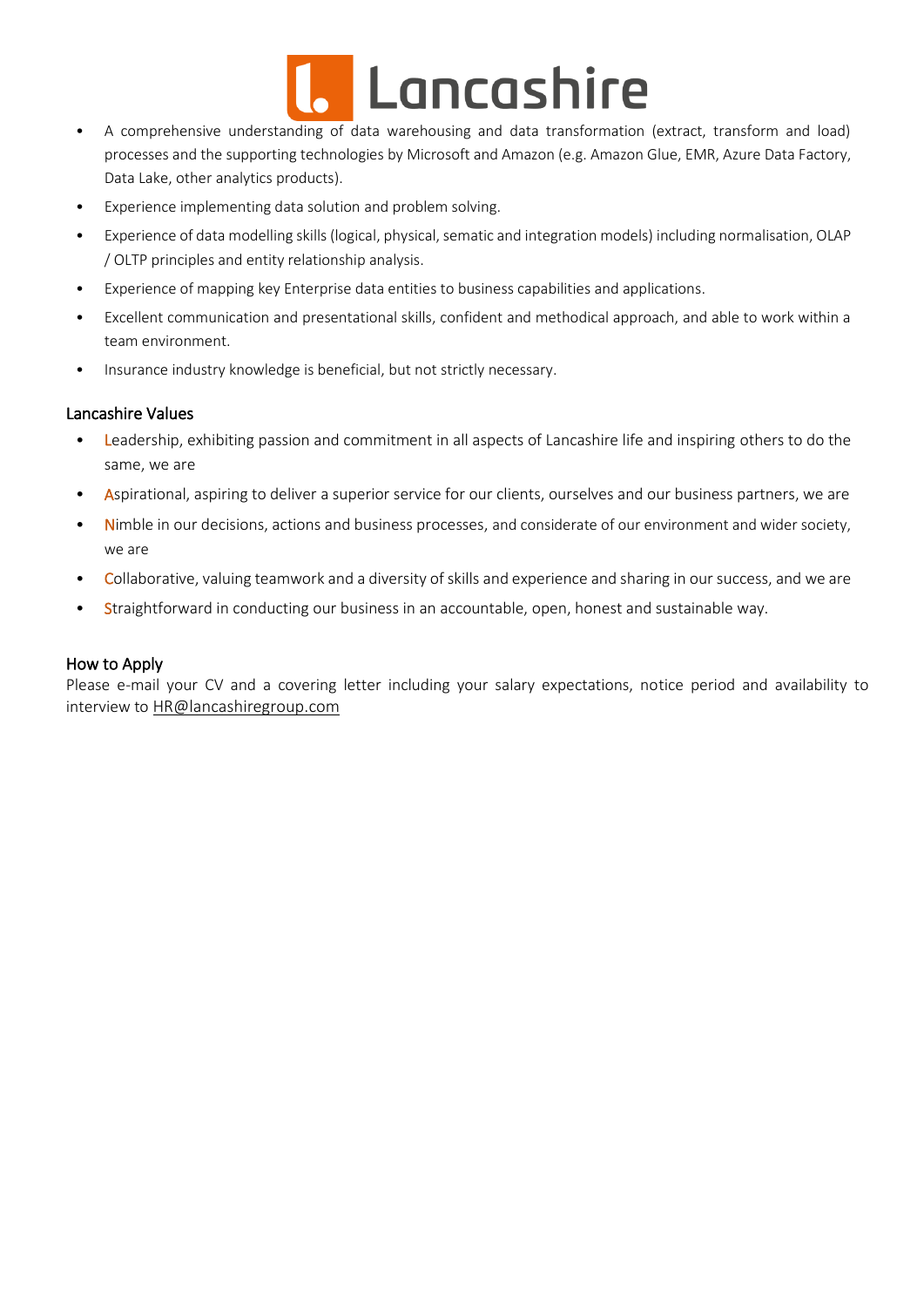- A comprehensive understanding of data warehousing and data transformation (extract, transform and load) processes and the supporting technologies by Microsoft and Amazon (e.g. Amazon Glue, EMR, Azure Data Factory, Data Lake, other analytics products).
- Experience implementing data solution and problem solving.
- Experience of data modelling skills (logical, physical, sematic and integration models) including normalisation, OLAP / OLTP principles and entity relationship analysis.
- Experience of mapping key Enterprise data entities to business capabilities and applications.
- Excellent communication and presentational skills, confident and methodical approach, and able to work within a team environment.
- Insurance industry knowledge is beneficial, but not strictly necessary.

## Lancashire Values

- Leadership, exhibiting passion and commitment in all aspects of Lancashire life and inspiring others to do the same, we are
- Aspirational, aspiring to deliver a superior service for our clients, ourselves and our business partners, we are
- Nimble in our decisions, actions and business processes, and considerate of our environment and wider society, we are
- Collaborative, valuing teamwork and a diversity of skills and experience and sharing in our success, and we are
- Straightforward in conducting our business in an accountable, open, honest and sustainable way.

## How to Apply

Please e-mail your CV and a covering letter including your salary expectations, notice period and availability to interview to HR@lancashiregroup.com